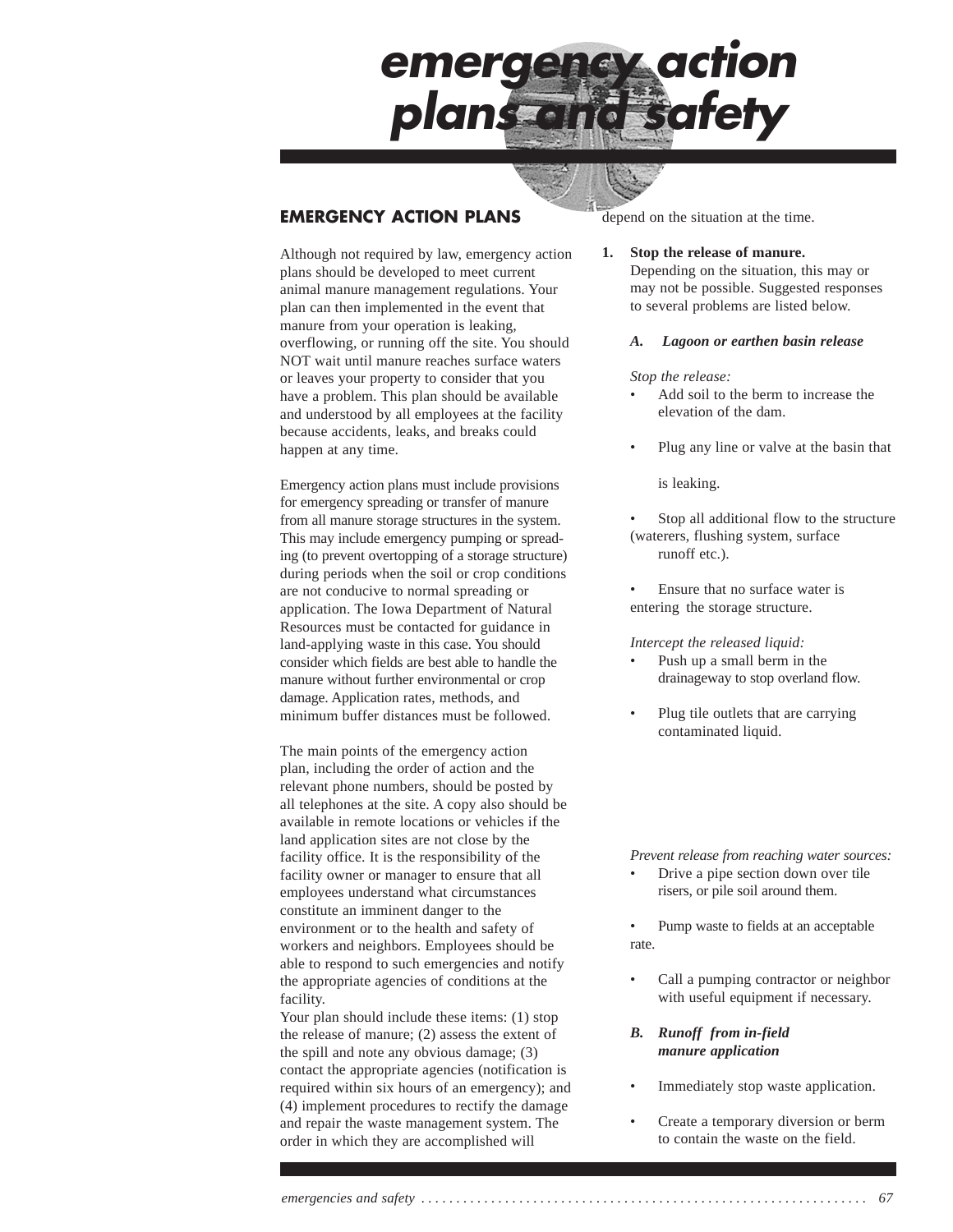# emergency action plans and safety

## EMERGENCY ACTION PLANS

Although not required by law, emergency action plans should be developed to meet current animal manure management regulations. Your plan can then implemented in the event that manure from your operation is leaking, overflowing, or running off the site. You should NOT wait until manure reaches surface waters or leaves your property to consider that you have a problem. This plan should be available and understood by all employees at the facility because accidents, leaks, and breaks could happen at any time.

Emergency action plans must include provisions for emergency spreading or transfer of manure from all manure storage structures in the system. This may include emergency pumping or spreading (to prevent overtopping of a storage structure) during periods when the soil or crop conditions are not conducive to normal spreading or application. The Iowa Department of Natural Resources must be contacted for guidance in land-applying waste in this case. You should consider which fields are best able to handle the manure without further environmental or crop damage. Application rates, methods, and minimum buffer distances must be followed.

The main points of the emergency action plan, including the order of action and the relevant phone numbers, should be posted by all telephones at the site. A copy also should be available in remote locations or vehicles if the land application sites are not close by the facility office. It is the responsibility of the facility owner or manager to ensure that all employees understand what circumstances constitute an imminent danger to the environment or to the health and safety of workers and neighbors. Employees should be able to respond to such emergencies and notify the appropriate agencies of conditions at the facility.

Your plan should include these items: (1) stop the release of manure; (2) assess the extent of the spill and note any obvious damage; (3) contact the appropriate agencies (notification is required within six hours of an emergency); and (4) implement procedures to rectify the damage and repair the waste management system. The order in which they are accomplished will depend on the situation at the time.

1. **Stop the release of manure.** Depending on the situation, this may or may not be possible. Suggested responses to several problems are listed below.

   ***A. Lagoon or earthen basin release***

   *Stop the release:*
   - Add soil to the berm to increase the elevation of the dam.
   - Plug any line or valve at the basin that is leaking.
   - Stop all additional flow to the structure (waterers, flushing system, surface runoff etc.).
   - Ensure that no surface water is entering the storage structure.

   *Intercept the released liquid:*
   - Push up a small berm in the drainageway to stop overland flow.
   - Plug tile outlets that are carrying contaminated liquid.

   *Prevent release from reaching water sources:*
   - Drive a pipe section down over tile risers, or pile soil around them.
   - Pump waste to fields at an acceptable rate.
   - Call a pumping contractor or neighbor with useful equipment if necessary.

   ***B. Runoff from in-field manure application***

   - Immediately stop waste application.
   - Create a temporary diversion or berm to contain the waste on the field.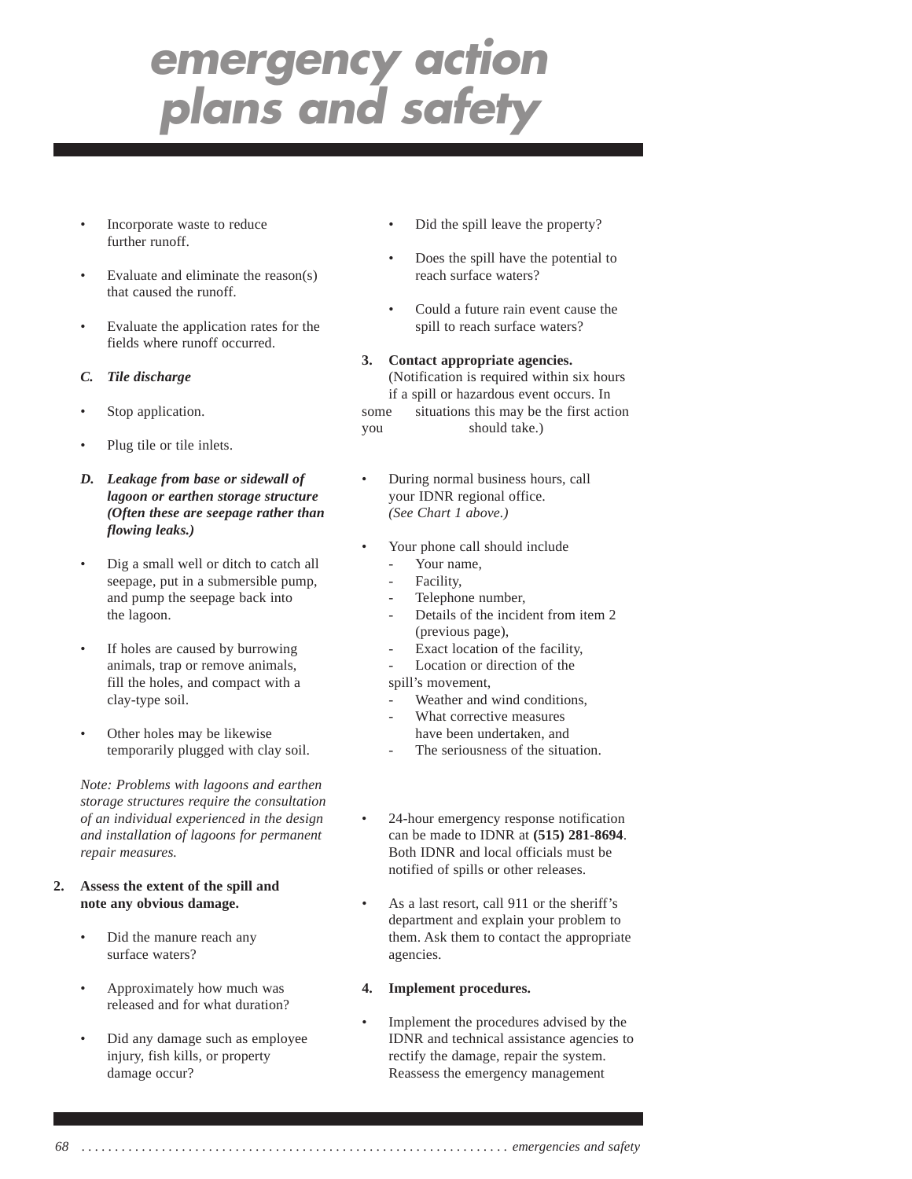# emergency action plans and safety

- Incorporate waste to reduce further runoff.
- Evaluate and eliminate the reason(s) that caused the runoff.
- Evaluate the application rates for the fields where runoff occurred.

***C. Tile discharge***

- Stop application.
- Plug tile or tile inlets.

***D. Leakage from base or sidewall of lagoon or earthen storage structure (Often these are seepage rather than flowing leaks.)***

- Dig a small well or ditch to catch all seepage, put in a submersible pump, and pump the seepage back into the lagoon.
- If holes are caused by burrowing animals, trap or remove animals, fill the holes, and compact with a clay-type soil.
- Other holes may be likewise temporarily plugged with clay soil.

*Note: Problems with lagoons and earthen storage structures require the consultation of an individual experienced in the design and installation of lagoons for permanent repair measures.*

**2. Assess the extent of the spill and note any obvious damage.**

- Did the manure reach any surface waters?
- Approximately how much was released and for what duration?
- Did any damage such as employee injury, fish kills, or property damage occur?
- Did the spill leave the property?
- Does the spill have the potential to reach surface waters?
- Could a future rain event cause the spill to reach surface waters?

**3. Contact appropriate agencies.**
(Notification is required within six hours if a spill or hazardous event occurs. In some situations this may be the first action you should take.)

- During normal business hours, call your IDNR regional office. *(See Chart 1 above.)*
- Your phone call should include
  - Your name,
  - Facility,
  - Telephone number,
  - Details of the incident from item 2 (previous page),
  - Exact location of the facility,
  - Location or direction of the spill's movement,
  - Weather and wind conditions,
  - What corrective measures have been undertaken, and
  - The seriousness of the situation.
- 24-hour emergency response notification can be made to IDNR at **(515) 281-8694**. Both IDNR and local officials must be notified of spills or other releases.
- As a last resort, call 911 or the sheriff's department and explain your problem to them. Ask them to contact the appropriate agencies.

**4. Implement procedures.**

- Implement the procedures advised by the IDNR and technical assistance agencies to rectify the damage, repair the system. Reassess the emergency management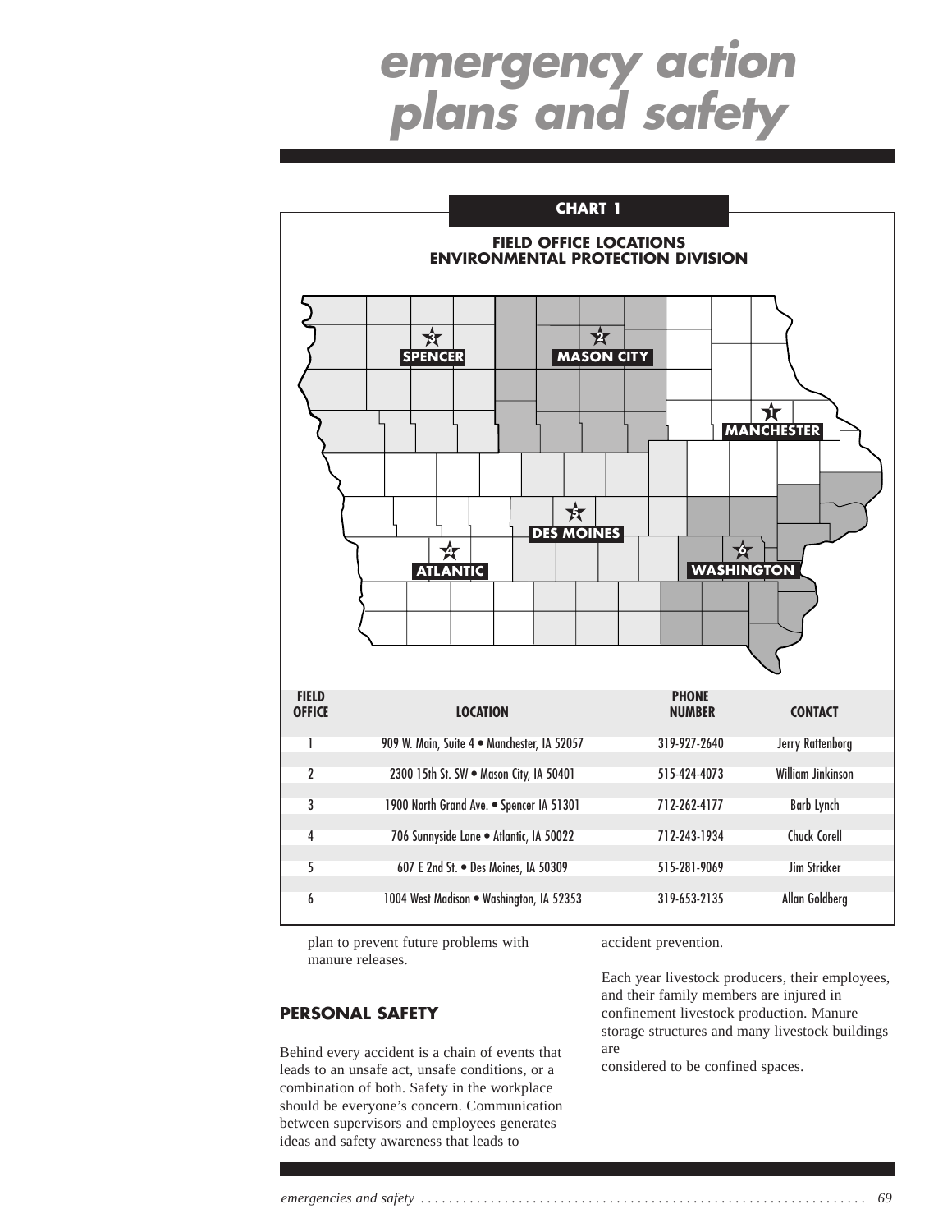# emergency action plans and safety

**CHART 1**

**FIELD OFFICE LOCATIONS**
**ENVIRONMENTAL PROTECTION DIVISION**

SPENCER | MASON CITY | MANCHESTER | DES MOINES | ATLANTIC | WASHINGTON

| FIELD OFFICE | LOCATION | PHONE NUMBER | CONTACT |
|---|---|---|---|
| 1 | 909 W. Main, Suite 4 • Manchester, IA 52057 | 319-927-2640 | Jerry Rattenborg |
| 2 | 2300 15th St. SW • Mason City, IA 50401 | 515-424-4073 | William Jinkinson |
| 3 | 1900 North Grand Ave. • Spencer IA 51301 | 712-262-4177 | Barb Lynch |
| 4 | 706 Sunnyside Lane • Atlantic, IA 50022 | 712-243-1934 | Chuck Corell |
| 5 | 607 E 2nd St. • Des Moines, IA 50309 | 515-281-9069 | Jim Stricker |
| 6 | 1004 West Madison • Washington, IA 52353 | 319-653-2135 | Allan Goldberg |

plan to prevent future problems with manure releases.

## PERSONAL SAFETY

Behind every accident is a chain of events that leads to an unsafe act, unsafe conditions, or a combination of both. Safety in the workplace should be everyone's concern. Communication between supervisors and employees generates ideas and safety awareness that leads to accident prevention.

Each year livestock producers, their employees, and their family members are injured in confinement livestock production. Manure storage structures and many livestock buildings are considered to be confined spaces.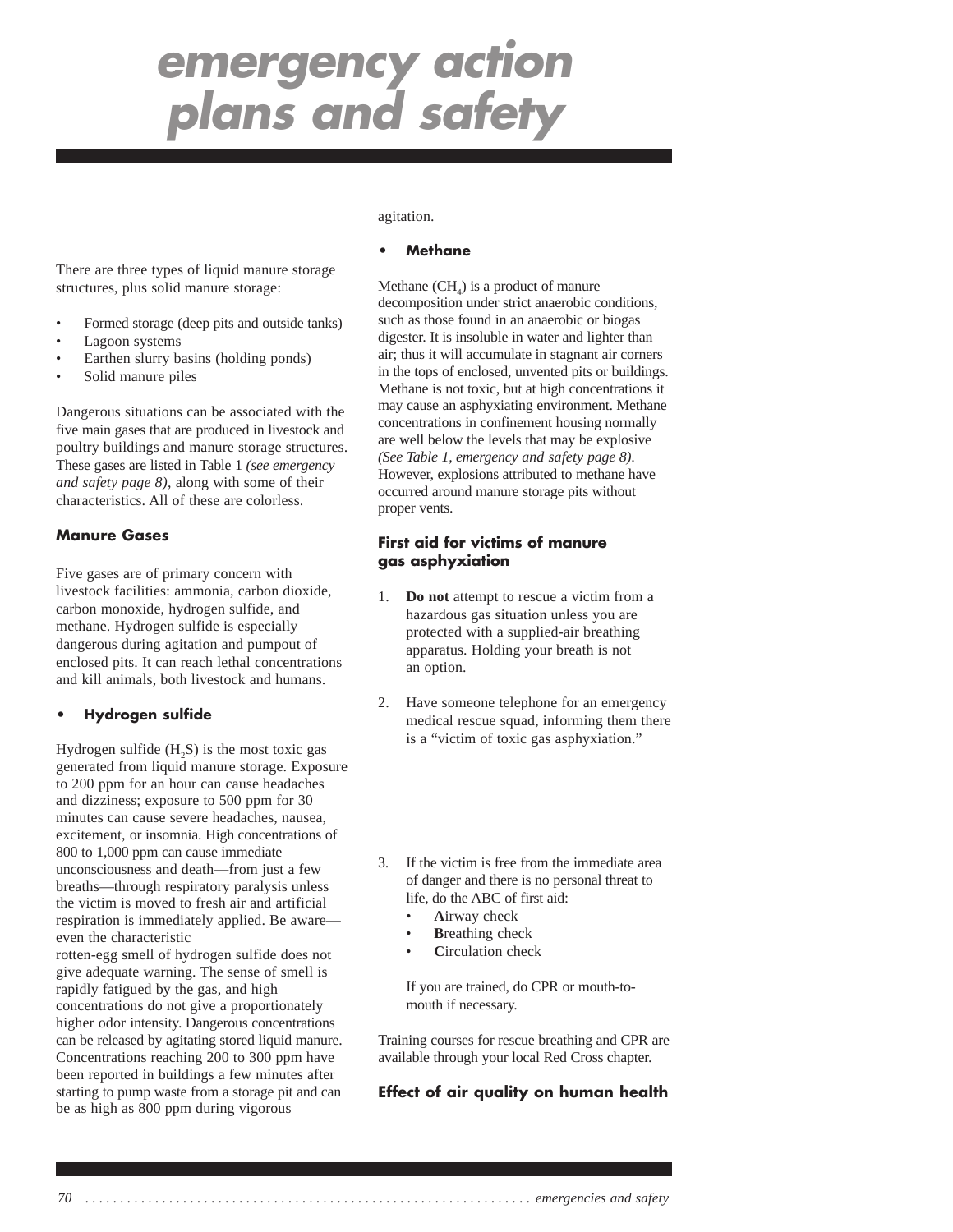# emergency action plans and safety

There are three types of liquid manure storage structures, plus solid manure storage:

- Formed storage (deep pits and outside tanks)
- Lagoon systems
- Earthen slurry basins (holding ponds)
- Solid manure piles

Dangerous situations can be associated with the five main gases that are produced in livestock and poultry buildings and manure storage structures. These gases are listed in Table 1 *(see emergency and safety page 8)*, along with some of their characteristics. All of these are colorless.

### Manure Gases

Five gases are of primary concern with livestock facilities: ammonia, carbon dioxide, carbon monoxide, hydrogen sulfide, and methane. Hydrogen sulfide is especially dangerous during agitation and pumpout of enclosed pits. It can reach lethal concentrations and kill animals, both livestock and humans.

- **Hydrogen sulfide**

Hydrogen sulfide ($H_2S$) is the most toxic gas generated from liquid manure storage. Exposure to 200 ppm for an hour can cause headaches and dizziness; exposure to 500 ppm for 30 minutes can cause severe headaches, nausea, excitement, or insomnia. High concentrations of 800 to 1,000 ppm can cause immediate unconsciousness and death—from just a few breaths—through respiratory paralysis unless the victim is moved to fresh air and artificial respiration is immediately applied. Be aware—even the characteristic rotten-egg smell of hydrogen sulfide does not give adequate warning. The sense of smell is rapidly fatigued by the gas, and high concentrations do not give a proportionately higher odor intensity. Dangerous concentrations can be released by agitating stored liquid manure. Concentrations reaching 200 to 300 ppm have been reported in buildings a few minutes after starting to pump waste from a storage pit and can be as high as 800 ppm during vigorous agitation.

- **Methane**

Methane ($CH_4$) is a product of manure decomposition under strict anaerobic conditions, such as those found in an anaerobic or biogas digester. It is insoluble in water and lighter than air; thus it will accumulate in stagnant air corners in the tops of enclosed, unvented pits or buildings. Methane is not toxic, but at high concentrations it may cause an asphyxiating environment. Methane concentrations in confinement housing normally are well below the levels that may be explosive *(See Table 1, emergency and safety page 8)*. However, explosions attributed to methane have occurred around manure storage pits without proper vents.

### First aid for victims of manure gas asphyxiation

1. **Do not** attempt to rescue a victim from a hazardous gas situation unless you are protected with a supplied-air breathing apparatus. Holding your breath is not an option.
2. Have someone telephone for an emergency medical rescue squad, informing them there is a "victim of toxic gas asphyxiation."
3. If the victim is free from the immediate area of danger and there is no personal threat to life, do the ABC of first aid:
   - **A**irway check
   - **B**reathing check
   - **C**irculation check

   If you are trained, do CPR or mouth-to-mouth if necessary.

Training courses for rescue breathing and CPR are available through your local Red Cross chapter.

### Effect of air quality on human health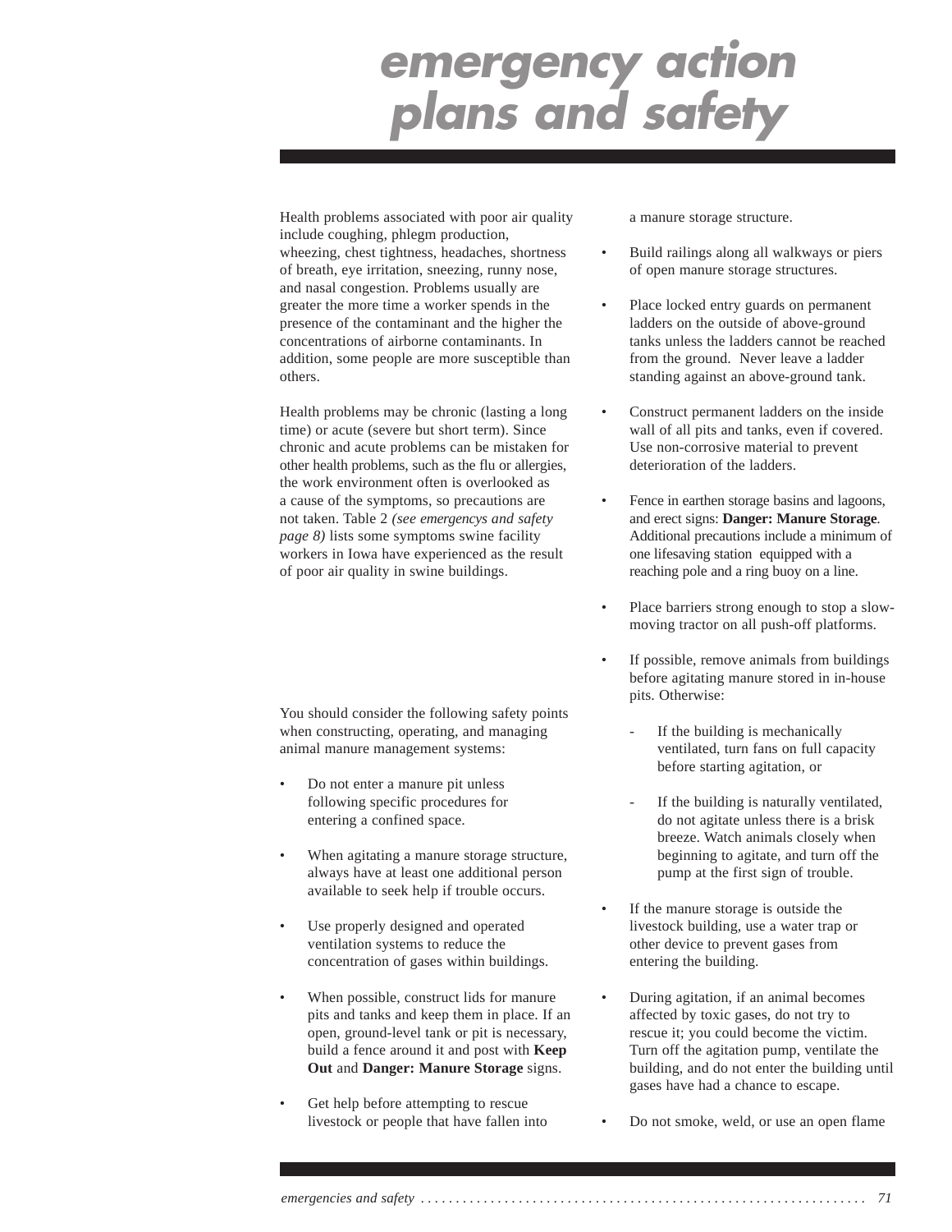# emergency action plans and safety

Health problems associated with poor air quality include coughing, phlegm production, wheezing, chest tightness, headaches, shortness of breath, eye irritation, sneezing, runny nose, and nasal congestion. Problems usually are greater the more time a worker spends in the presence of the contaminant and the higher the concentrations of airborne contaminants. In addition, some people are more susceptible than others.

Health problems may be chronic (lasting a long time) or acute (severe but short term). Since chronic and acute problems can be mistaken for other health problems, such as the flu or allergies, the work environment often is overlooked as a cause of the symptoms, so precautions are not taken. Table 2 *(see emergencys and safety page 8)* lists some symptoms swine facility workers in Iowa have experienced as the result of poor air quality in swine buildings.

You should consider the following safety points when constructing, operating, and managing animal manure management systems:

- Do not enter a manure pit unless following specific procedures for entering a confined space.
- When agitating a manure storage structure, always have at least one additional person available to seek help if trouble occurs.
- Use properly designed and operated ventilation systems to reduce the concentration of gases within buildings.
- When possible, construct lids for manure pits and tanks and keep them in place. If an open, ground-level tank or pit is necessary, build a fence around it and post with **Keep Out** and **Danger: Manure Storage** signs.
- Get help before attempting to rescue livestock or people that have fallen into a manure storage structure.
- Build railings along all walkways or piers of open manure storage structures.
- Place locked entry guards on permanent ladders on the outside of above-ground tanks unless the ladders cannot be reached from the ground. Never leave a ladder standing against an above-ground tank.
- Construct permanent ladders on the inside wall of all pits and tanks, even if covered. Use non-corrosive material to prevent deterioration of the ladders.
- Fence in earthen storage basins and lagoons, and erect signs: **Danger: Manure Storage**. Additional precautions include a minimum of one lifesaving station equipped with a reaching pole and a ring buoy on a line.
- Place barriers strong enough to stop a slow-moving tractor on all push-off platforms.
- If possible, remove animals from buildings before agitating manure stored in in-house pits. Otherwise:
  - If the building is mechanically ventilated, turn fans on full capacity before starting agitation, or
  - If the building is naturally ventilated, do not agitate unless there is a brisk breeze. Watch animals closely when beginning to agitate, and turn off the pump at the first sign of trouble.
- If the manure storage is outside the livestock building, use a water trap or other device to prevent gases from entering the building.
- During agitation, if an animal becomes affected by toxic gases, do not try to rescue it; you could become the victim. Turn off the agitation pump, ventilate the building, and do not enter the building until gases have had a chance to escape.
- Do not smoke, weld, or use an open flame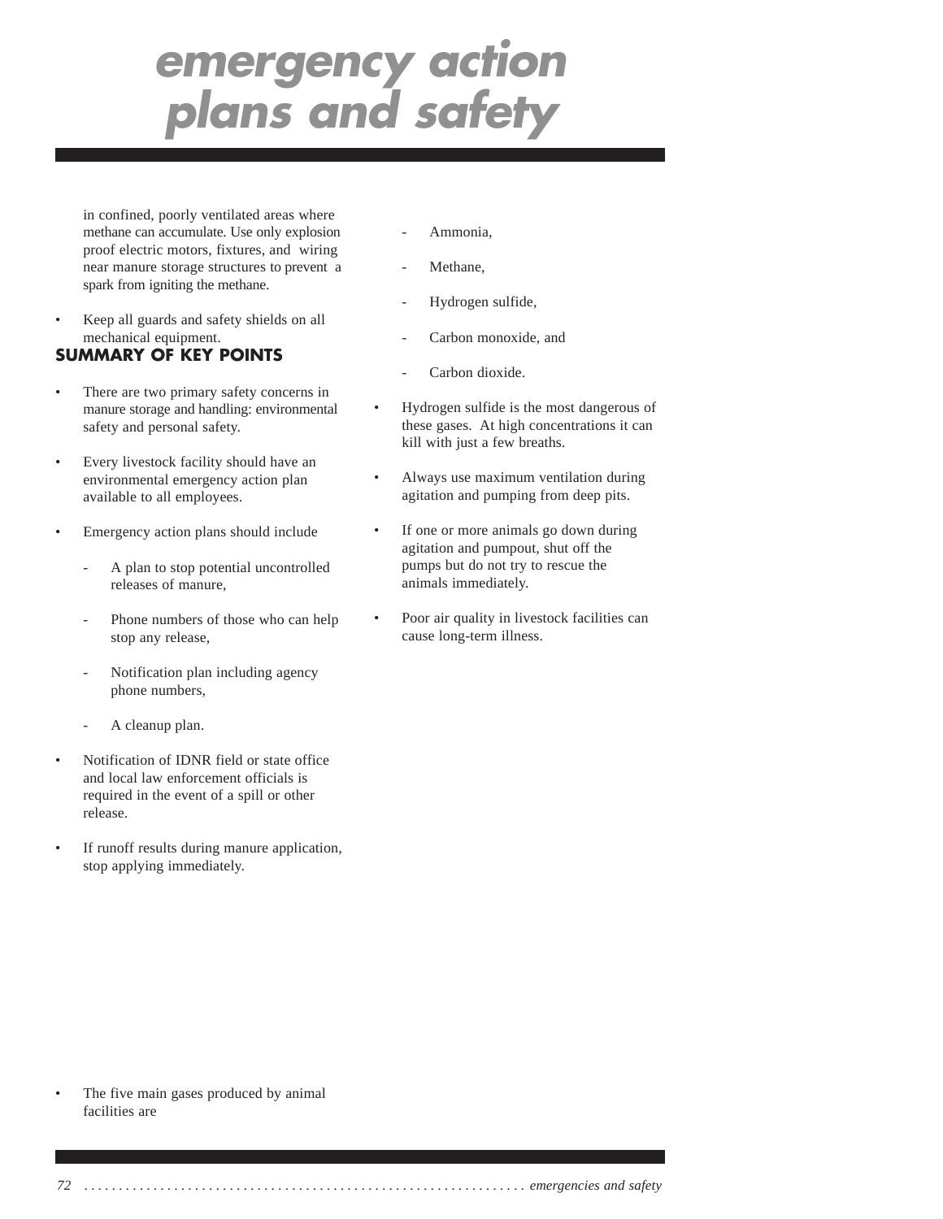in confined, poorly ventilated areas where methane can accumulate. Use only explosion proof electric motors, fixtures, and wiring near manure storage structures to prevent a spark from igniting the methane.

- Keep all guards and safety shields on all mechanical equipment.

## SUMMARY OF KEY POINTS

- There are two primary safety concerns in manure storage and handling: environmental safety and personal safety.
- Every livestock facility should have an environmental emergency action plan available to all employees.
- Emergency action plans should include
  - A plan to stop potential uncontrolled releases of manure,
  - Phone numbers of those who can help stop any release,
  - Notification plan including agency phone numbers,
  - A cleanup plan.
- Notification of IDNR field or state office and local law enforcement officials is required in the event of a spill or other release.
- If runoff results during manure application, stop applying immediately.
- The five main gases produced by animal facilities are
  - Ammonia,
  - Methane,
  - Hydrogen sulfide,
  - Carbon monoxide, and
  - Carbon dioxide.
- Hydrogen sulfide is the most dangerous of these gases. At high concentrations it can kill with just a few breaths.
- Always use maximum ventilation during agitation and pumping from deep pits.
- If one or more animals go down during agitation and pumpout, shut off the pumps but do not try to rescue the animals immediately.
- Poor air quality in livestock facilities can cause long-term illness.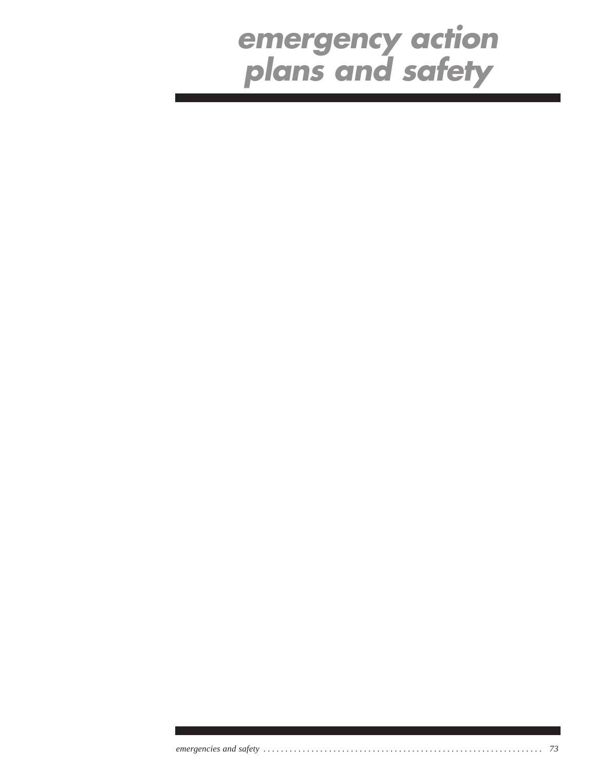# emergency action plans and safety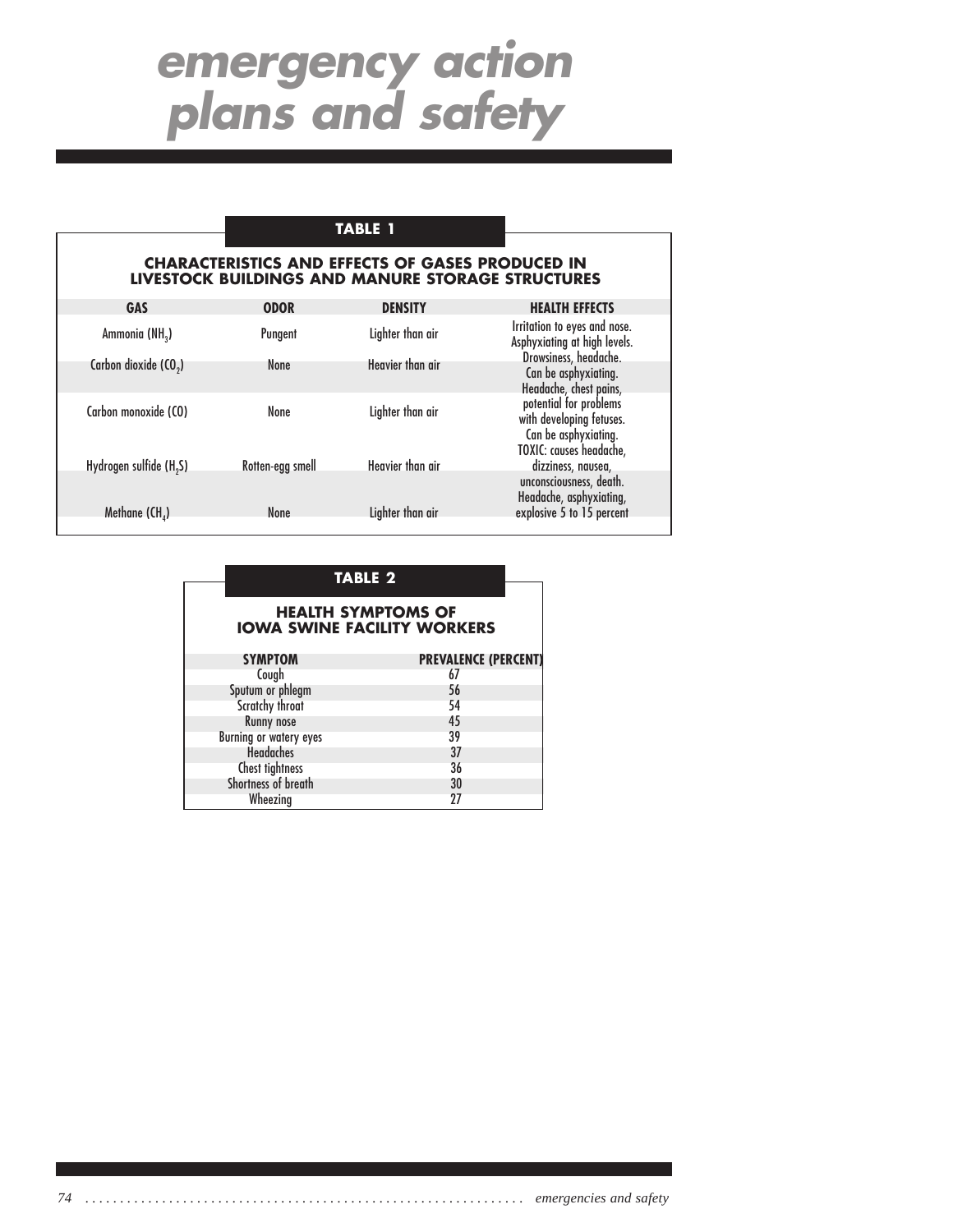# emergency action plans and safety

**TABLE 1**

**CHARACTERISTICS AND EFFECTS OF GASES PRODUCED IN LIVESTOCK BUILDINGS AND MANURE STORAGE STRUCTURES**

| GAS | ODOR | DENSITY | HEALTH EFFECTS |
|---|---|---|---|
| Ammonia ($NH_3$) | Pungent | Lighter than air | Irritation to eyes and nose. Asphyxiating at high levels. |
| Carbon dioxide ($CO_2$) | None | Heavier than air | Drowsiness, headache. Can be asphyxiating. |
| Carbon monoxide (CO) | None | Lighter than air | Headache, chest pains, potential for problems with developing fetuses. Can be asphyxiating. |
| Hydrogen sulfide ($H_2S$) | Rotten-egg smell | Heavier than air | TOXIC: causes headache, dizziness, nausea, unconsciousness, death. |
| Methane ($CH_4$) | None | Lighter than air | Headache, asphyxiating, explosive 5 to 15 percent |

**TABLE 2**

**HEALTH SYMPTOMS OF IOWA SWINE FACILITY WORKERS**

| SYMPTOM | PREVALENCE (PERCENT) |
|---|---|
| Cough | 67 |
| Sputum or phlegm | 56 |
| Scratchy throat | 54 |
| Runny nose | 45 |
| Burning or watery eyes | 39 |
| Headaches | 37 |
| Chest tightness | 36 |
| Shortness of breath | 30 |
| Wheezing | 27 |